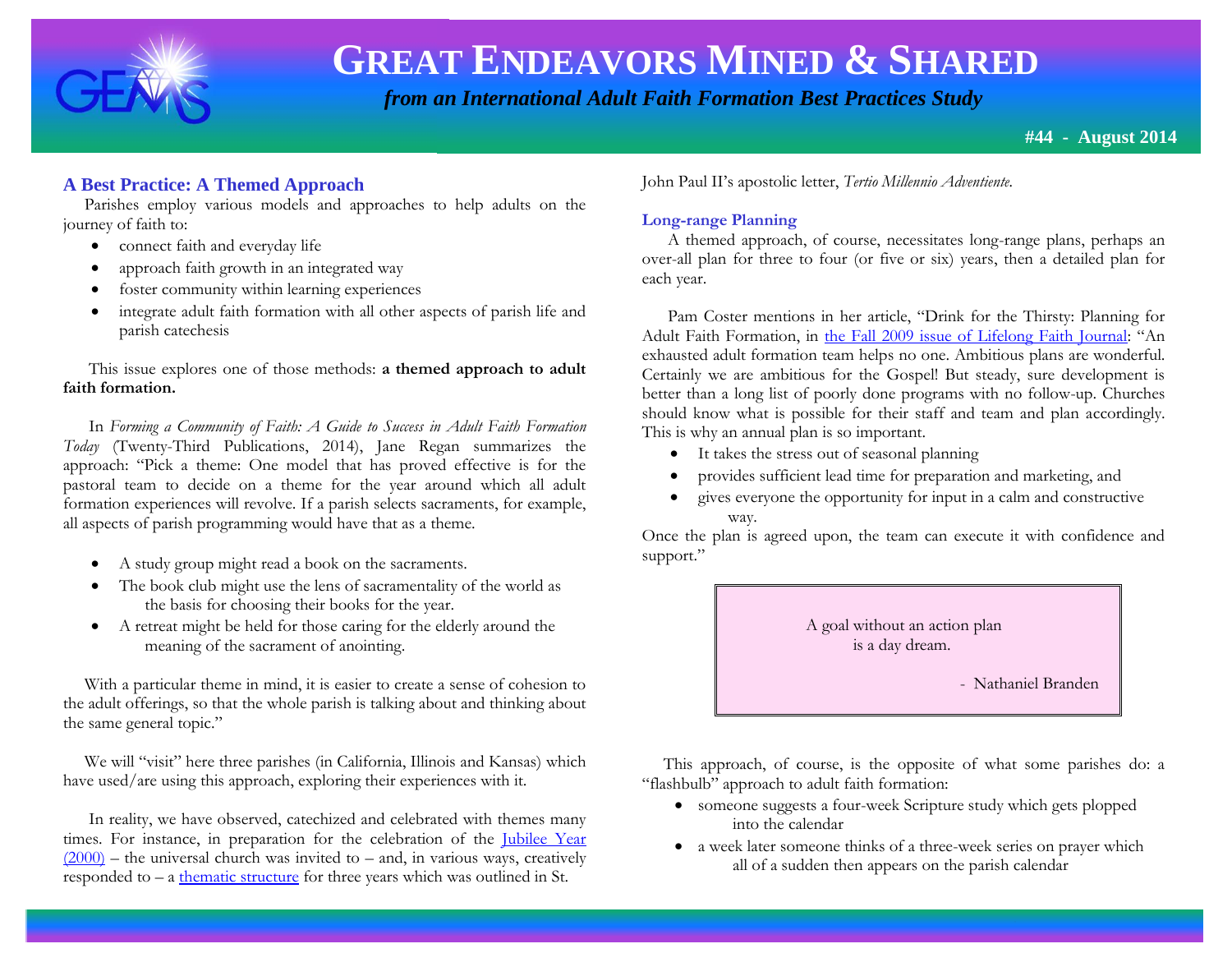# GREAT ENDEAVORS MINED & SHARED

*from an International Adult Faith Formation Best Practices Study*

**#44 - August 2014**

## A Best Practice: A Themed Approach

Parishes employ various models and approaches to help adults on the journey of faith to:

- connect faith and everyday life
- approach faith growth in an integrated way
- foster community within learning experiences
- integrate adult faith formation with all other aspects of parish life and parish catechesis

This issue explores one of those methods: **a themed approach to adult faith formation.**

In *Forming a Community of Faith: A Guide to Success in Adult Faith Formation Today* (Twenty-Third Publications, 2014), Jane Regan summarizes the approach: "Pick a theme: One model that has proved effective is for the pastoral team to decide on a theme for the year around which all adult formation experiences will revolve. If a parish selects sacraments, for example, all aspects of parish programming would have that as a theme.

- A study group might read a book on the sacraments.
- The book club might use the lens of sacramentality of the world as the basis for choosing their books for the year.
- A retreat might be held for those caring for the elderly around the meaning of the sacrament of anointing.

With a particular theme in mind, it is easier to create a sense of cohesion to the adult offerings, so that the whole parish is talking about and thinking about the same general topic."

We will "visit" here three parishes (in California, Illinois and Kansas) which have used/are using this approach, exploring their experiences with it.

In reality, we have observed, catechized and celebrated with themes many times. For instance, in preparation for the celebration of the Jubilee Year (2000) – the universal church was invited to – and, in various ways, creatively responded to – a thematic structure for three years which was outlined in St. John Paul II's apostolic letter, *Tertio Millennio Adventiente.*

### Long-range Planning

A themed approach, of course, necessitates long-range plans, perhaps an over-all plan for three to four (or five or six) years, then a detailed plan for each year.

Pam Coster mentions in her article, "Drink for the Thirsty: Planning for Adult Faith Formation, in the Fall 2009 issue of Lifelong Faith Journal: "An exhausted adult formation team helps no one. Ambitious plans are wonderful. Certainly we are ambitious for the Gospel! But steady, sure development is better than a long list of poorly done programs with no follow-up. Churches should know what is possible for their staff and team and plan accordingly. This is why an annual plan is so important.

- It takes the stress out of seasonal planning
- provides sufficient lead time for preparation and marketing, and
- gives everyone the opportunity for input in a calm and constructive way.

Once the plan is agreed upon, the team can execute it with confidence and support."

> A goal without an action plan
> is a day dream.
>
> - Nathaniel Branden

This approach, of course, is the opposite of what some parishes do: a "flashbulb" approach to adult faith formation:

- someone suggests a four-week Scripture study which gets plopped into the calendar
- a week later someone thinks of a three-week series on prayer which all of a sudden then appears on the parish calendar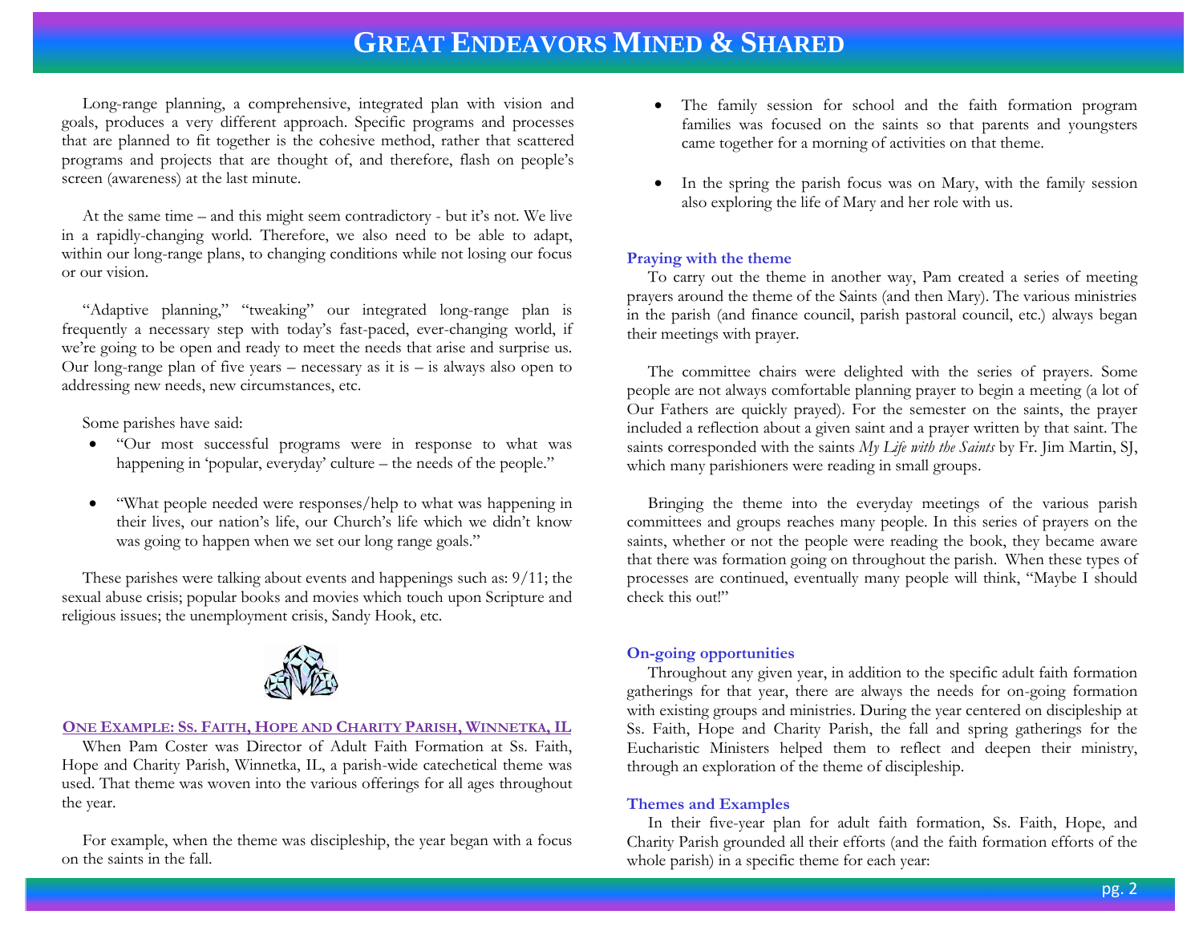Long-range planning, a comprehensive, integrated plan with vision and goals, produces a very different approach. Specific programs and processes that are planned to fit together is the cohesive method, rather that scattered programs and projects that are thought of, and therefore, flash on people's screen (awareness) at the last minute.

At the same time – and this might seem contradictory - but it's not. We live in a rapidly-changing world. Therefore, we also need to be able to adapt, within our long-range plans, to changing conditions while not losing our focus or our vision.

"Adaptive planning," "tweaking" our integrated long-range plan is frequently a necessary step with today's fast-paced, ever-changing world, if we're going to be open and ready to meet the needs that arise and surprise us. Our long-range plan of five years – necessary as it is – is always also open to addressing new needs, new circumstances, etc.

Some parishes have said:

- "Our most successful programs were in response to what was happening in 'popular, everyday' culture – the needs of the people."
- "What people needed were responses/help to what was happening in their lives, our nation's life, our Church's life which we didn't know was going to happen when we set our long range goals."

These parishes were talking about events and happenings such as: 9/11; the sexual abuse crisis; popular books and movies which touch upon Scripture and religious issues; the unemployment crisis, Sandy Hook, etc.

### One Example: Ss. Faith, Hope and Charity Parish, Winnetka, IL

When Pam Coster was Director of Adult Faith Formation at Ss. Faith, Hope and Charity Parish, Winnetka, IL, a parish-wide catechetical theme was used. That theme was woven into the various offerings for all ages throughout the year.

For example, when the theme was discipleship, the year began with a focus on the saints in the fall.

- The family session for school and the faith formation program families was focused on the saints so that parents and youngsters came together for a morning of activities on that theme.
- In the spring the parish focus was on Mary, with the family session also exploring the life of Mary and her role with us.

#### Praying with the theme

To carry out the theme in another way, Pam created a series of meeting prayers around the theme of the Saints (and then Mary). The various ministries in the parish (and finance council, parish pastoral council, etc.) always began their meetings with prayer.

The committee chairs were delighted with the series of prayers. Some people are not always comfortable planning prayer to begin a meeting (a lot of Our Fathers are quickly prayed). For the semester on the saints, the prayer included a reflection about a given saint and a prayer written by that saint. The saints corresponded with the saints *My Life with the Saints* by Fr. Jim Martin, SJ, which many parishioners were reading in small groups.

Bringing the theme into the everyday meetings of the various parish committees and groups reaches many people. In this series of prayers on the saints, whether or not the people were reading the book, they became aware that there was formation going on throughout the parish. When these types of processes are continued, eventually many people will think, "Maybe I should check this out!"

#### On-going opportunities

Throughout any given year, in addition to the specific adult faith formation gatherings for that year, there are always the needs for on-going formation with existing groups and ministries. During the year centered on discipleship at Ss. Faith, Hope and Charity Parish, the fall and spring gatherings for the Eucharistic Ministers helped them to reflect and deepen their ministry, through an exploration of the theme of discipleship.

#### Themes and Examples

In their five-year plan for adult faith formation, Ss. Faith, Hope, and Charity Parish grounded all their efforts (and the faith formation efforts of the whole parish) in a specific theme for each year: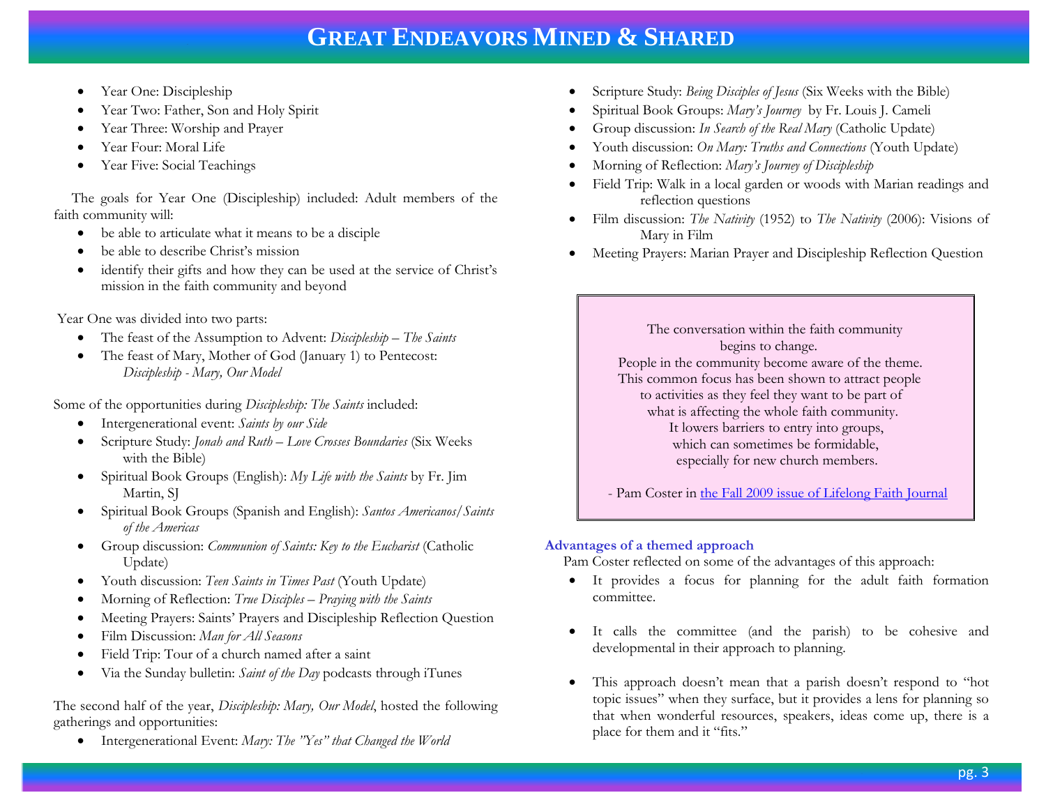- Year One: Discipleship
- Year Two: Father, Son and Holy Spirit
- Year Three: Worship and Prayer
- Year Four: Moral Life
- Year Five: Social Teachings

The goals for Year One (Discipleship) included: Adult members of the faith community will:

- be able to articulate what it means to be a disciple
- be able to describe Christ's mission
- identify their gifts and how they can be used at the service of Christ's mission in the faith community and beyond

Year One was divided into two parts:

- The feast of the Assumption to Advent: *Discipleship – The Saints*
- The feast of Mary, Mother of God (January 1) to Pentecost: *Discipleship - Mary, Our Model*

Some of the opportunities during *Discipleship: The Saints* included:

- Intergenerational event: *Saints by our Side*
- Scripture Study: *Jonah and Ruth – Love Crosses Boundaries* (Six Weeks with the Bible)
- Spiritual Book Groups (English): *My Life with the Saints* by Fr. Jim Martin, SJ
- Spiritual Book Groups (Spanish and English): *Santos Americanos/Saints of the Americas*
- Group discussion: *Communion of Saints: Key to the Eucharist* (Catholic Update)
- Youth discussion: *Teen Saints in Times Past* (Youth Update)
- Morning of Reflection: *True Disciples – Praying with the Saints*
- Meeting Prayers: Saints' Prayers and Discipleship Reflection Question
- Film Discussion: *Man for All Seasons*
- Field Trip: Tour of a church named after a saint
- Via the Sunday bulletin: *Saint of the Day* podcasts through iTunes

The second half of the year, *Discipleship: Mary, Our Model*, hosted the following gatherings and opportunities:

- Intergenerational Event: *Mary: The "Yes" that Changed the World*
- Scripture Study: *Being Disciples of Jesus* (Six Weeks with the Bible)
- Spiritual Book Groups: *Mary's Journey* by Fr. Louis J. Cameli
- Group discussion: *In Search of the Real Mary* (Catholic Update)
- Youth discussion: *On Mary: Truths and Connections* (Youth Update)
- Morning of Reflection: *Mary's Journey of Discipleship*
- Field Trip: Walk in a local garden or woods with Marian readings and reflection questions
- Film discussion: *The Nativity* (1952) to *The Nativity* (2006): Visions of Mary in Film
- Meeting Prayers: Marian Prayer and Discipleship Reflection Question

> The conversation within the faith community begins to change. People in the community become aware of the theme. This common focus has been shown to attract people to activities as they feel they want to be part of what is affecting the whole faith community. It lowers barriers to entry into groups, which can sometimes be formidable, especially for new church members.
>
> - Pam Coster in the Fall 2009 issue of Lifelong Faith Journal

### Advantages of a themed approach

Pam Coster reflected on some of the advantages of this approach:

- It provides a focus for planning for the adult faith formation committee.
- It calls the committee (and the parish) to be cohesive and developmental in their approach to planning.
- This approach doesn't mean that a parish doesn't respond to "hot topic issues" when they surface, but it provides a lens for planning so that when wonderful resources, speakers, ideas come up, there is a place for them and it "fits."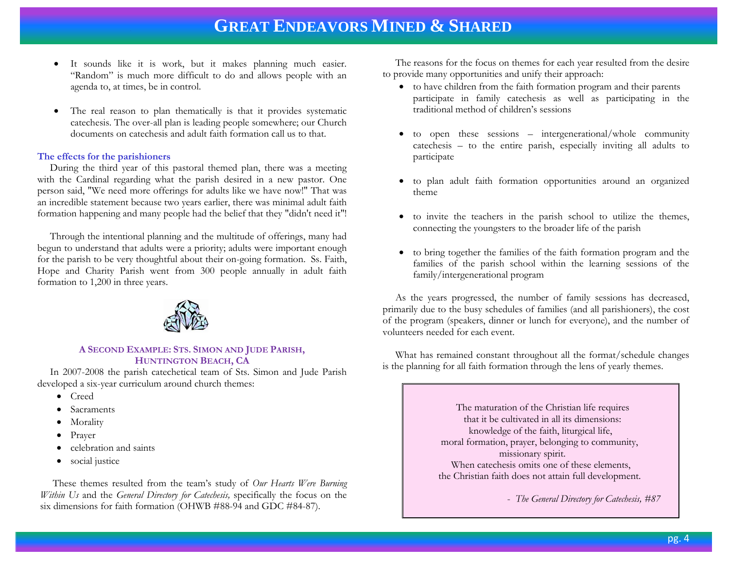- It sounds like it is work, but it makes planning much easier. "Random" is much more difficult to do and allows people with an agenda to, at times, be in control.

- The real reason to plan thematically is that it provides systematic catechesis. The over-all plan is leading people somewhere; our Church documents on catechesis and adult faith formation call us to that.

### The effects for the parishioners

During the third year of this pastoral themed plan, there was a meeting with the Cardinal regarding what the parish desired in a new pastor. One person said, "We need more offerings for adults like we have now!" That was an incredible statement because two years earlier, there was minimal adult faith formation happening and many people had the belief that they "didn't need it"!

Through the intentional planning and the multitude of offerings, many had begun to understand that adults were a priority; adults were important enough for the parish to be very thoughtful about their on-going formation. Ss. Faith, Hope and Charity Parish went from 300 people annually in adult faith formation to 1,200 in three years.

### A Second Example: Sts. Simon and Jude Parish, Huntington Beach, CA

In 2007-2008 the parish catechetical team of Sts. Simon and Jude Parish developed a six-year curriculum around church themes:

- Creed
- Sacraments
- Morality
- Prayer
- celebration and saints
- social justice

These themes resulted from the team's study of *Our Hearts Were Burning Within Us* and the *General Directory for Catechesis,* specifically the focus on the six dimensions for faith formation (OHWB #88-94 and GDC #84-87).

The reasons for the focus on themes for each year resulted from the desire to provide many opportunities and unify their approach:

- to have children from the faith formation program and their parents participate in family catechesis as well as participating in the traditional method of children's sessions

- to open these sessions – intergenerational/whole community catechesis – to the entire parish, especially inviting all adults to participate

- to plan adult faith formation opportunities around an organized theme

- to invite the teachers in the parish school to utilize the themes, connecting the youngsters to the broader life of the parish

- to bring together the families of the faith formation program and the families of the parish school within the learning sessions of the family/intergenerational program

As the years progressed, the number of family sessions has decreased, primarily due to the busy schedules of families (and all parishioners), the cost of the program (speakers, dinner or lunch for everyone), and the number of volunteers needed for each event.

What has remained constant throughout all the format/schedule changes is the planning for all faith formation through the lens of yearly themes.

> The maturation of the Christian life requires
> that it be cultivated in all its dimensions:
> knowledge of the faith, liturgical life,
> moral formation, prayer, belonging to community,
> missionary spirit.
> When catechesis omits one of these elements,
> the Christian faith does not attain full development.
>
> \- *The General Directory for Catechesis, #87*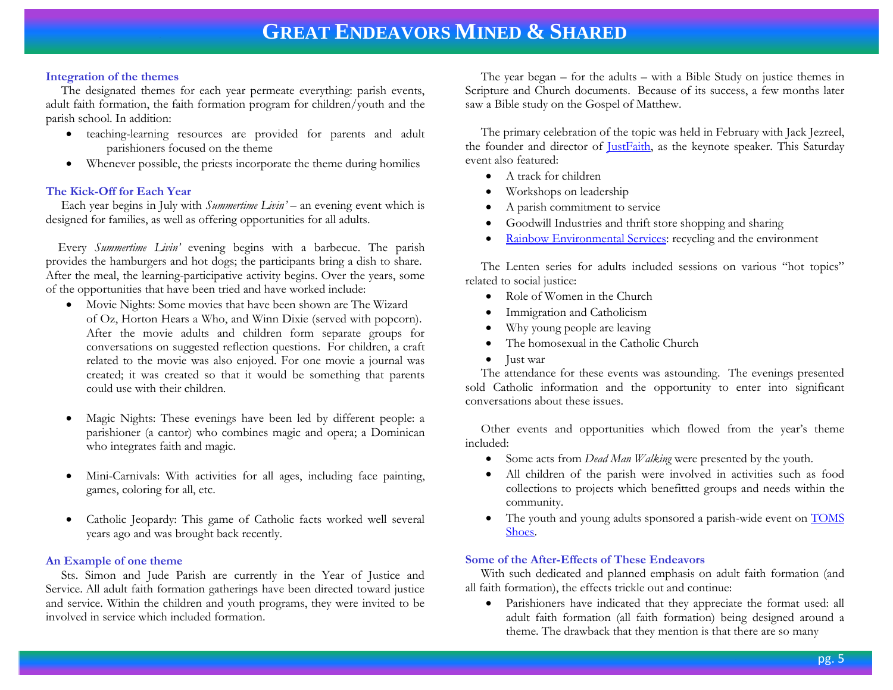### Integration of the themes

The designated themes for each year permeate everything: parish events, adult faith formation, the faith formation program for children/youth and the parish school. In addition:

- teaching-learning resources are provided for parents and adult parishioners focused on the theme
- Whenever possible, the priests incorporate the theme during homilies

### The Kick-Off for Each Year

Each year begins in July with *Summertime Livin'* – an evening event which is designed for families, as well as offering opportunities for all adults.

Every *Summertime Livin'* evening begins with a barbecue. The parish provides the hamburgers and hot dogs; the participants bring a dish to share. After the meal, the learning-participative activity begins. Over the years, some of the opportunities that have been tried and have worked include:

- Movie Nights: Some movies that have been shown are The Wizard of Oz, Horton Hears a Who, and Winn Dixie (served with popcorn). After the movie adults and children form separate groups for conversations on suggested reflection questions. For children, a craft related to the movie was also enjoyed. For one movie a journal was created; it was created so that it would be something that parents could use with their children.

- Magic Nights: These evenings have been led by different people: a parishioner (a cantor) who combines magic and opera; a Dominican who integrates faith and magic.

- Mini-Carnivals: With activities for all ages, including face painting, games, coloring for all, etc.

- Catholic Jeopardy: This game of Catholic facts worked well several years ago and was brought back recently.

### An Example of one theme

Sts. Simon and Jude Parish are currently in the Year of Justice and Service. All adult faith formation gatherings have been directed toward justice and service. Within the children and youth programs, they were invited to be involved in service which included formation.

The year began – for the adults – with a Bible Study on justice themes in Scripture and Church documents. Because of its success, a few months later saw a Bible study on the Gospel of Matthew.

The primary celebration of the topic was held in February with Jack Jezreel, the founder and director of JustFaith, as the keynote speaker. This Saturday event also featured:

- A track for children
- Workshops on leadership
- A parish commitment to service
- Goodwill Industries and thrift store shopping and sharing
- Rainbow Environmental Services: recycling and the environment

The Lenten series for adults included sessions on various "hot topics" related to social justice:

- Role of Women in the Church
- Immigration and Catholicism
- Why young people are leaving
- The homosexual in the Catholic Church
- Just war

The attendance for these events was astounding. The evenings presented sold Catholic information and the opportunity to enter into significant conversations about these issues.

Other events and opportunities which flowed from the year's theme included:

- Some acts from *Dead Man Walking* were presented by the youth.
- All children of the parish were involved in activities such as food collections to projects which benefitted groups and needs within the community.
- The youth and young adults sponsored a parish-wide event on TOMS Shoes.

### Some of the After-Effects of These Endeavors

With such dedicated and planned emphasis on adult faith formation (and all faith formation), the effects trickle out and continue:

- Parishioners have indicated that they appreciate the format used: all adult faith formation (all faith formation) being designed around a theme. The drawback that they mention is that there are so many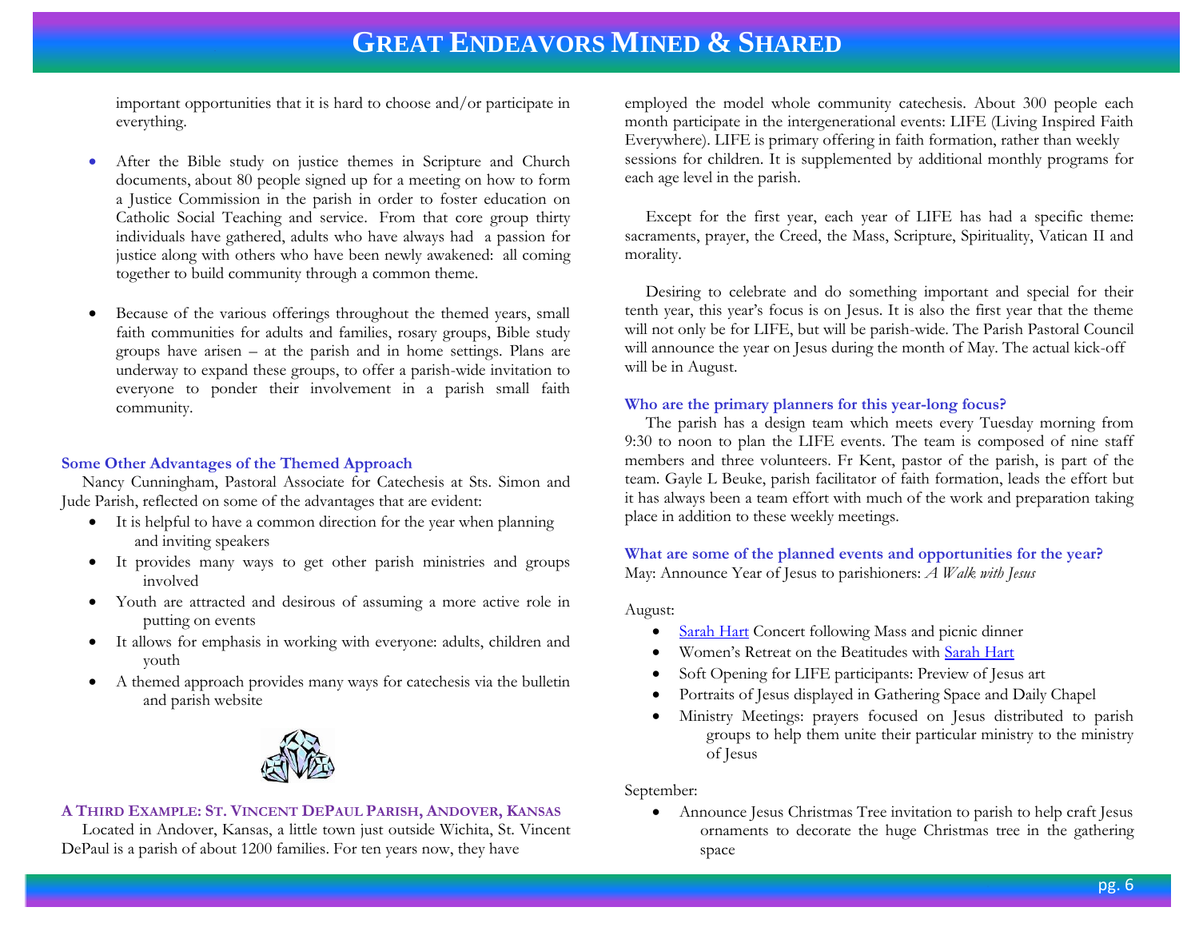important opportunities that it is hard to choose and/or participate in everything.

- After the Bible study on justice themes in Scripture and Church documents, about 80 people signed up for a meeting on how to form a Justice Commission in the parish in order to foster education on Catholic Social Teaching and service. From that core group thirty individuals have gathered, adults who have always had a passion for justice along with others who have been newly awakened: all coming together to build community through a common theme.

- Because of the various offerings throughout the themed years, small faith communities for adults and families, rosary groups, Bible study groups have arisen – at the parish and in home settings. Plans are underway to expand these groups, to offer a parish-wide invitation to everyone to ponder their involvement in a parish small faith community.

### Some Other Advantages of the Themed Approach

Nancy Cunningham, Pastoral Associate for Catechesis at Sts. Simon and Jude Parish, reflected on some of the advantages that are evident:

- It is helpful to have a common direction for the year when planning and inviting speakers
- It provides many ways to get other parish ministries and groups involved
- Youth are attracted and desirous of assuming a more active role in putting on events
- It allows for emphasis in working with everyone: adults, children and youth
- A themed approach provides many ways for catechesis via the bulletin and parish website

### A Third Example: St. Vincent DePaul Parish, Andover, Kansas

Located in Andover, Kansas, a little town just outside Wichita, St. Vincent DePaul is a parish of about 1200 families. For ten years now, they have employed the model whole community catechesis. About 300 people each month participate in the intergenerational events: LIFE (Living Inspired Faith Everywhere). LIFE is primary offering in faith formation, rather than weekly sessions for children. It is supplemented by additional monthly programs for each age level in the parish.

Except for the first year, each year of LIFE has had a specific theme: sacraments, prayer, the Creed, the Mass, Scripture, Spirituality, Vatican II and morality.

Desiring to celebrate and do something important and special for their tenth year, this year's focus is on Jesus. It is also the first year that the theme will not only be for LIFE, but will be parish-wide. The Parish Pastoral Council will announce the year on Jesus during the month of May. The actual kick-off will be in August.

**Who are the primary planners for this year-long focus?**

The parish has a design team which meets every Tuesday morning from 9:30 to noon to plan the LIFE events. The team is composed of nine staff members and three volunteers. Fr Kent, pastor of the parish, is part of the team. Gayle L Beuke, parish facilitator of faith formation, leads the effort but it has always been a team effort with much of the work and preparation taking place in addition to these weekly meetings.

**What are some of the planned events and opportunities for the year?**

May: Announce Year of Jesus to parishioners: *A Walk with Jesus*

August:

- Sarah Hart Concert following Mass and picnic dinner
- Women's Retreat on the Beatitudes with Sarah Hart
- Soft Opening for LIFE participants: Preview of Jesus art
- Portraits of Jesus displayed in Gathering Space and Daily Chapel
- Ministry Meetings: prayers focused on Jesus distributed to parish groups to help them unite their particular ministry to the ministry of Jesus

September:

- Announce Jesus Christmas Tree invitation to parish to help craft Jesus ornaments to decorate the huge Christmas tree in the gathering space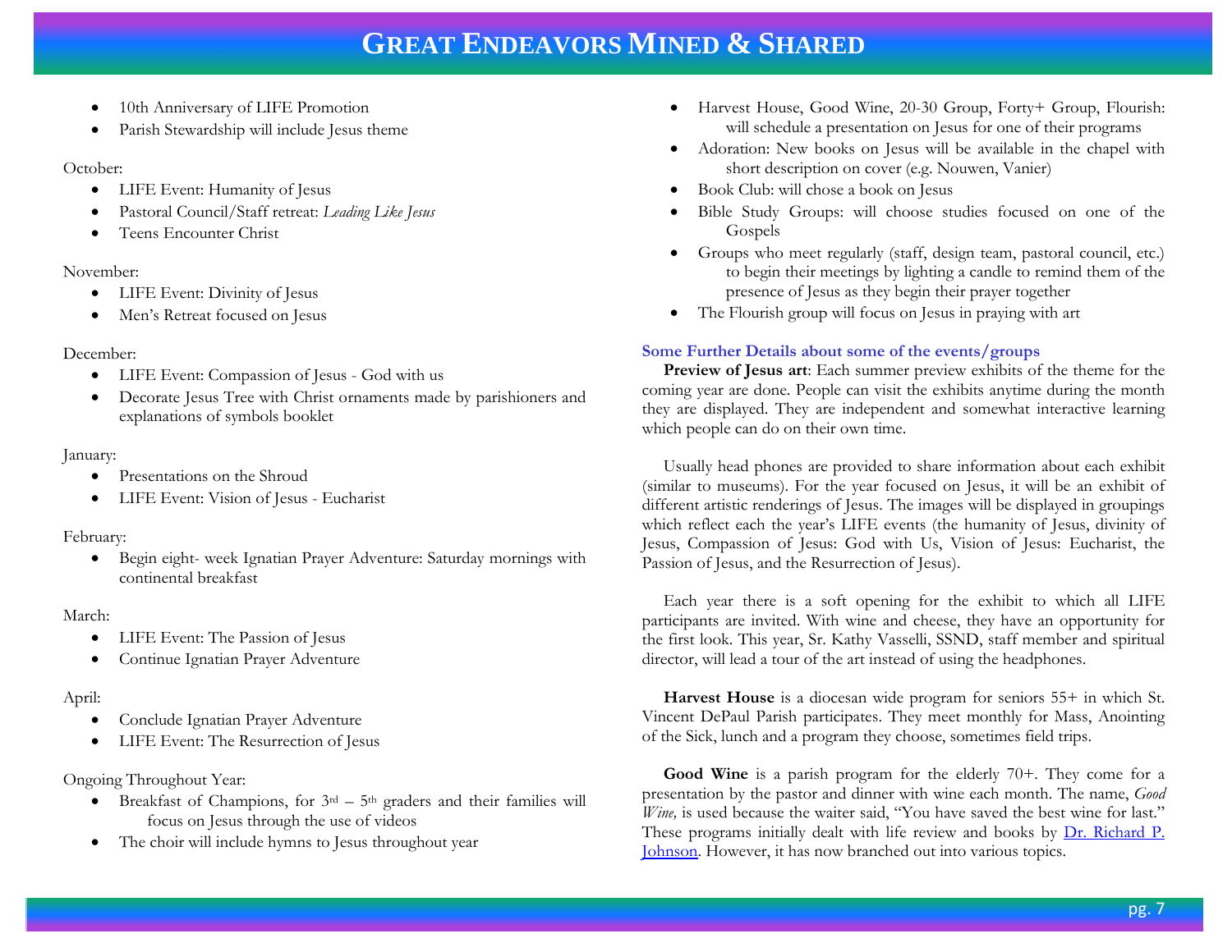- 10th Anniversary of LIFE Promotion
- Parish Stewardship will include Jesus theme

October:

- LIFE Event: Humanity of Jesus
- Pastoral Council/Staff retreat: *Leading Like Jesus*
- Teens Encounter Christ

November:

- LIFE Event: Divinity of Jesus
- Men's Retreat focused on Jesus

December:

- LIFE Event: Compassion of Jesus - God with us
- Decorate Jesus Tree with Christ ornaments made by parishioners and explanations of symbols booklet

January:

- Presentations on the Shroud
- LIFE Event: Vision of Jesus - Eucharist

February:

- Begin eight- week Ignatian Prayer Adventure: Saturday mornings with continental breakfast

March:

- LIFE Event: The Passion of Jesus
- Continue Ignatian Prayer Adventure

April:

- Conclude Ignatian Prayer Adventure
- LIFE Event: The Resurrection of Jesus

Ongoing Throughout Year:

- Breakfast of Champions, for 3rd – 5th graders and their families will focus on Jesus through the use of videos
- The choir will include hymns to Jesus throughout year
- Harvest House, Good Wine, 20-30 Group, Forty+ Group, Flourish: will schedule a presentation on Jesus for one of their programs
- Adoration: New books on Jesus will be available in the chapel with short description on cover (e.g. Nouwen, Vanier)
- Book Club: will chose a book on Jesus
- Bible Study Groups: will choose studies focused on one of the Gospels
- Groups who meet regularly (staff, design team, pastoral council, etc.) to begin their meetings by lighting a candle to remind them of the presence of Jesus as they begin their prayer together
- The Flourish group will focus on Jesus in praying with art

### Some Further Details about some of the events/groups

**Preview of Jesus art**: Each summer preview exhibits of the theme for the coming year are done. People can visit the exhibits anytime during the month they are displayed. They are independent and somewhat interactive learning which people can do on their own time.

Usually head phones are provided to share information about each exhibit (similar to museums). For the year focused on Jesus, it will be an exhibit of different artistic renderings of Jesus. The images will be displayed in groupings which reflect each the year's LIFE events (the humanity of Jesus, divinity of Jesus, Compassion of Jesus: God with Us, Vision of Jesus: Eucharist, the Passion of Jesus, and the Resurrection of Jesus).

Each year there is a soft opening for the exhibit to which all LIFE participants are invited. With wine and cheese, they have an opportunity for the first look. This year, Sr. Kathy Vasselli, SSND, staff member and spiritual director, will lead a tour of the art instead of using the headphones.

**Harvest House** is a diocesan wide program for seniors 55+ in which St. Vincent DePaul Parish participates. They meet monthly for Mass, Anointing of the Sick, lunch and a program they choose, sometimes field trips.

**Good Wine** is a parish program for the elderly 70+. They come for a presentation by the pastor and dinner with wine each month. The name, *Good Wine,* is used because the waiter said, "You have saved the best wine for last." These programs initially dealt with life review and books by Dr. Richard P. Johnson. However, it has now branched out into various topics.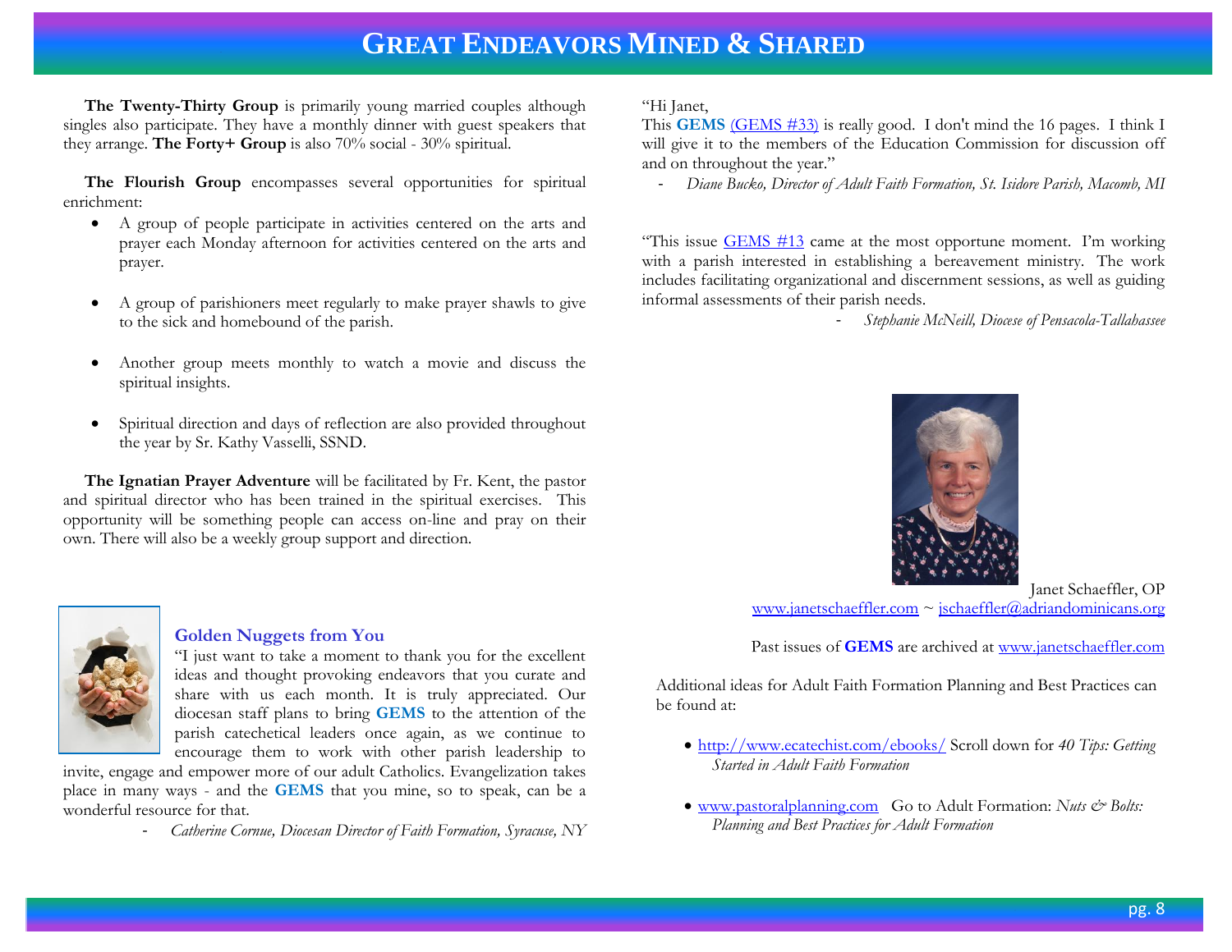**The Twenty-Thirty Group** is primarily young married couples although singles also participate. They have a monthly dinner with guest speakers that they arrange. **The Forty+ Group** is also 70% social - 30% spiritual.

**The Flourish Group** encompasses several opportunities for spiritual enrichment:

- A group of people participate in activities centered on the arts and prayer each Monday afternoon for activities centered on the arts and prayer.
- A group of parishioners meet regularly to make prayer shawls to give to the sick and homebound of the parish.
- Another group meets monthly to watch a movie and discuss the spiritual insights.
- Spiritual direction and days of reflection are also provided throughout the year by Sr. Kathy Vasselli, SSND.

**The Ignatian Prayer Adventure** will be facilitated by Fr. Kent, the pastor and spiritual director who has been trained in the spiritual exercises. This opportunity will be something people can access on-line and pray on their own. There will also be a weekly group support and direction.

### Golden Nuggets from You

"I just want to take a moment to thank you for the excellent ideas and thought provoking endeavors that you curate and share with us each month. It is truly appreciated. Our diocesan staff plans to bring **GEMS** to the attention of the parish catechetical leaders once again, as we continue to encourage them to work with other parish leadership to invite, engage and empower more of our adult Catholics. Evangelization takes place in many ways - and the **GEMS** that you mine, so to speak, can be a wonderful resource for that.

- *Catherine Cornue, Diocesan Director of Faith Formation, Syracuse, NY*

"Hi Janet,
This **GEMS** (GEMS #33) is really good. I don't mind the 16 pages. I think I will give it to the members of the Education Commission for discussion off and on throughout the year."

- *Diane Bucko, Director of Adult Faith Formation, St. Isidore Parish, Macomb, MI*

"This issue GEMS #13 came at the most opportune moment. I'm working with a parish interested in establishing a bereavement ministry. The work includes facilitating organizational and discernment sessions, as well as guiding informal assessments of their parish needs.

- *Stephanie McNeill, Diocese of Pensacola-Tallahassee*

Janet Schaeffler, OP
www.janetschaeffler.com ~ jschaeffler@adriandominicans.org

Past issues of **GEMS** are archived at www.janetschaeffler.com

Additional ideas for Adult Faith Formation Planning and Best Practices can be found at:

- http://www.ecatechist.com/ebooks/ Scroll down for *40 Tips: Getting Started in Adult Faith Formation*
- www.pastoralplanning.com Go to Adult Formation: *Nuts & Bolts: Planning and Best Practices for Adult Formation*